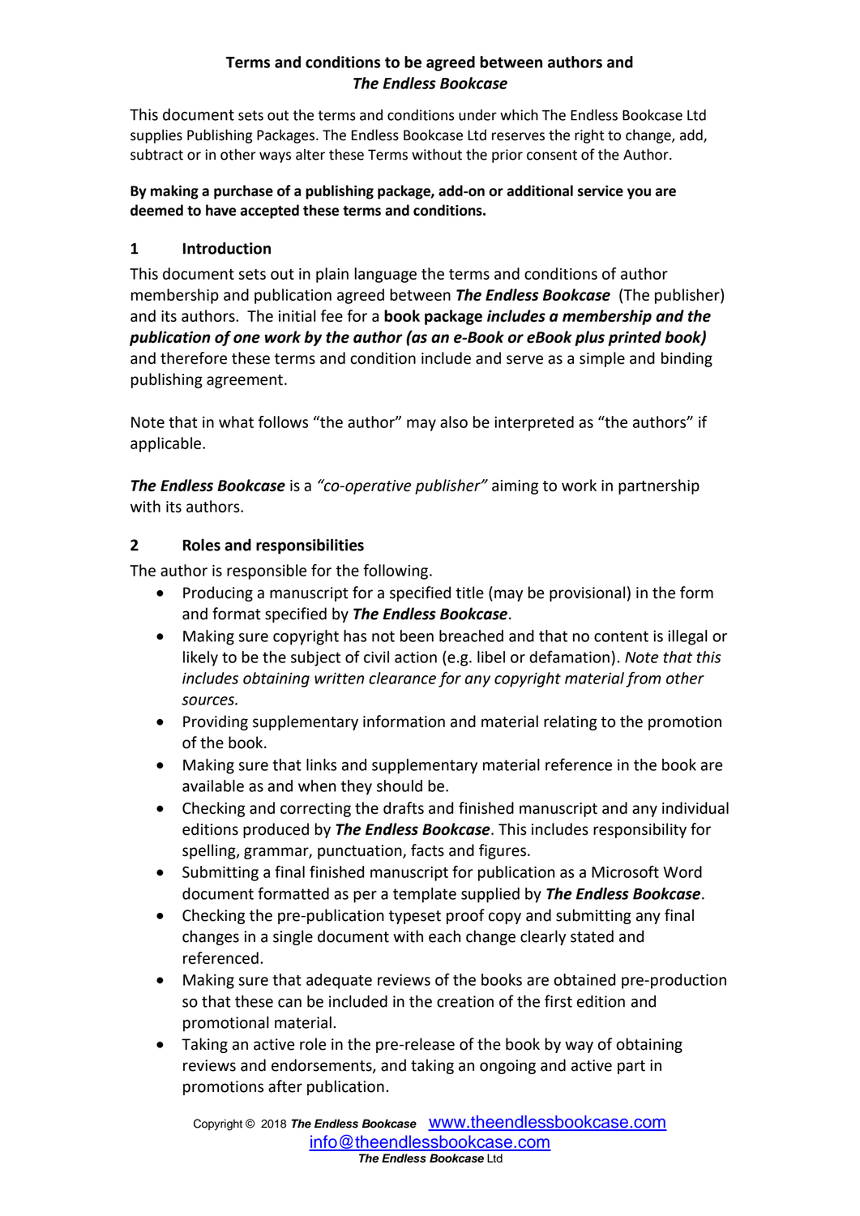**Terms and conditions to be agreed between authors and** ***The Endless Bookcase***

This document sets out the terms and conditions under which The Endless Bookcase Ltd supplies Publishing Packages. The Endless Bookcase Ltd reserves the right to change, add, subtract or in other ways alter these Terms without the prior consent of the Author.

**By making a purchase of a publishing package, add-on or additional service you are deemed to have accepted these terms and conditions.**

## 1 Introduction

This document sets out in plain language the terms and conditions of author membership and publication agreed between ***The Endless Bookcase*** (The publisher) and its authors. The initial fee for a **book package *includes a membership and the publication of one work by the author (as an e-Book or eBook plus printed book)*** and therefore these terms and condition include and serve as a simple and binding publishing agreement.

Note that in what follows "the author" may also be interpreted as "the authors" if applicable.

***The Endless Bookcase*** is a *"co-operative publisher"* aiming to work in partnership with its authors.

## 2 Roles and responsibilities

The author is responsible for the following.

- Producing a manuscript for a specified title (may be provisional) in the form and format specified by ***The Endless Bookcase***.
- Making sure copyright has not been breached and that no content is illegal or likely to be the subject of civil action (e.g. libel or defamation). *Note that this includes obtaining written clearance for any copyright material from other sources.*
- Providing supplementary information and material relating to the promotion of the book.
- Making sure that links and supplementary material reference in the book are available as and when they should be.
- Checking and correcting the drafts and finished manuscript and any individual editions produced by ***The Endless Bookcase***. This includes responsibility for spelling, grammar, punctuation, facts and figures.
- Submitting a final finished manuscript for publication as a Microsoft Word document formatted as per a template supplied by ***The Endless Bookcase***.
- Checking the pre-publication typeset proof copy and submitting any final changes in a single document with each change clearly stated and referenced.
- Making sure that adequate reviews of the books are obtained pre-production so that these can be included in the creation of the first edition and promotional material.
- Taking an active role in the pre-release of the book by way of obtaining reviews and endorsements, and taking an ongoing and active part in promotions after publication.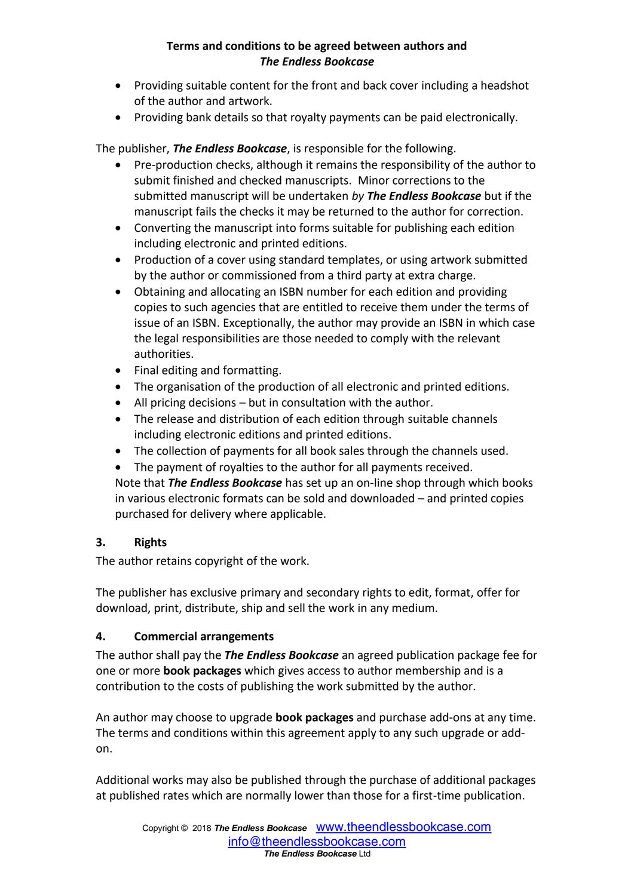- Providing suitable content for the front and back cover including a headshot of the author and artwork.
- Providing bank details so that royalty payments can be paid electronically.

The publisher, ***The Endless Bookcase***, is responsible for the following.

- Pre-production checks, although it remains the responsibility of the author to submit finished and checked manuscripts. Minor corrections to the submitted manuscript will be undertaken *by* ***The Endless Bookcase*** but if the manuscript fails the checks it may be returned to the author for correction.
- Converting the manuscript into forms suitable for publishing each edition including electronic and printed editions.
- Production of a cover using standard templates, or using artwork submitted by the author or commissioned from a third party at extra charge.
- Obtaining and allocating an ISBN number for each edition and providing copies to such agencies that are entitled to receive them under the terms of issue of an ISBN. Exceptionally, the author may provide an ISBN in which case the legal responsibilities are those needed to comply with the relevant authorities.
- Final editing and formatting.
- The organisation of the production of all electronic and printed editions.
- All pricing decisions – but in consultation with the author.
- The release and distribution of each edition through suitable channels including electronic editions and printed editions.
- The collection of payments for all book sales through the channels used.
- The payment of royalties to the author for all payments received.

Note that ***The Endless Bookcase*** has set up an on-line shop through which books in various electronic formats can be sold and downloaded – and printed copies purchased for delivery where applicable.

## 3. Rights

The author retains copyright of the work.

The publisher has exclusive primary and secondary rights to edit, format, offer for download, print, distribute, ship and sell the work in any medium.

## 4. Commercial arrangements

The author shall pay the ***The Endless Bookcase*** an agreed publication package fee for one or more **book packages** which gives access to author membership and is a contribution to the costs of publishing the work submitted by the author.

An author may choose to upgrade **book packages** and purchase add-ons at any time. The terms and conditions within this agreement apply to any such upgrade or add-on.

Additional works may also be published through the purchase of additional packages at published rates which are normally lower than those for a first-time publication.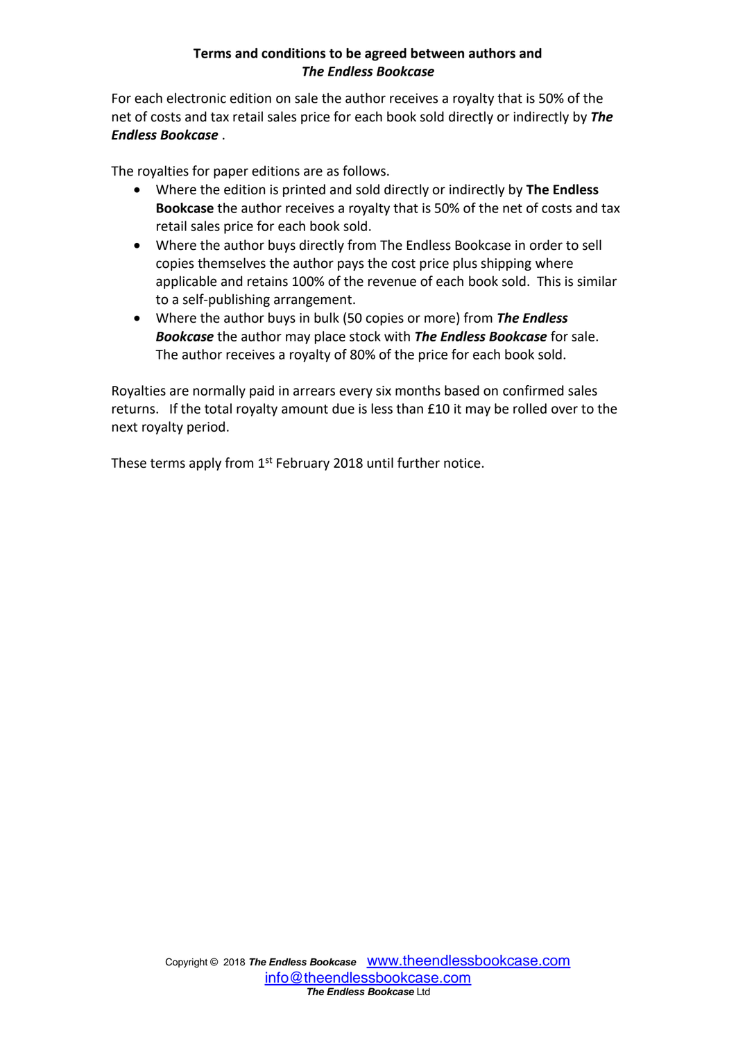**Terms and conditions to be agreed between authors and *The Endless Bookcase***

For each electronic edition on sale the author receives a royalty that is 50% of the net of costs and tax retail sales price for each book sold directly or indirectly by ***The Endless Bookcase*** .

The royalties for paper editions are as follows.

- Where the edition is printed and sold directly or indirectly by **The Endless Bookcase** the author receives a royalty that is 50% of the net of costs and tax retail sales price for each book sold.
- Where the author buys directly from The Endless Bookcase in order to sell copies themselves the author pays the cost price plus shipping where applicable and retains 100% of the revenue of each book sold. This is similar to a self-publishing arrangement.
- Where the author buys in bulk (50 copies or more) from ***The Endless Bookcase*** the author may place stock with ***The Endless Bookcase*** for sale. The author receives a royalty of 80% of the price for each book sold.

Royalties are normally paid in arrears every six months based on confirmed sales returns. If the total royalty amount due is less than £10 it may be rolled over to the next royalty period.

These terms apply from 1st February 2018 until further notice.

Copyright © 2018 ***The Endless Bookcase*** www.theendlessbookcase.com
info@theendlessbookcase.com
***The Endless Bookcase*** Ltd